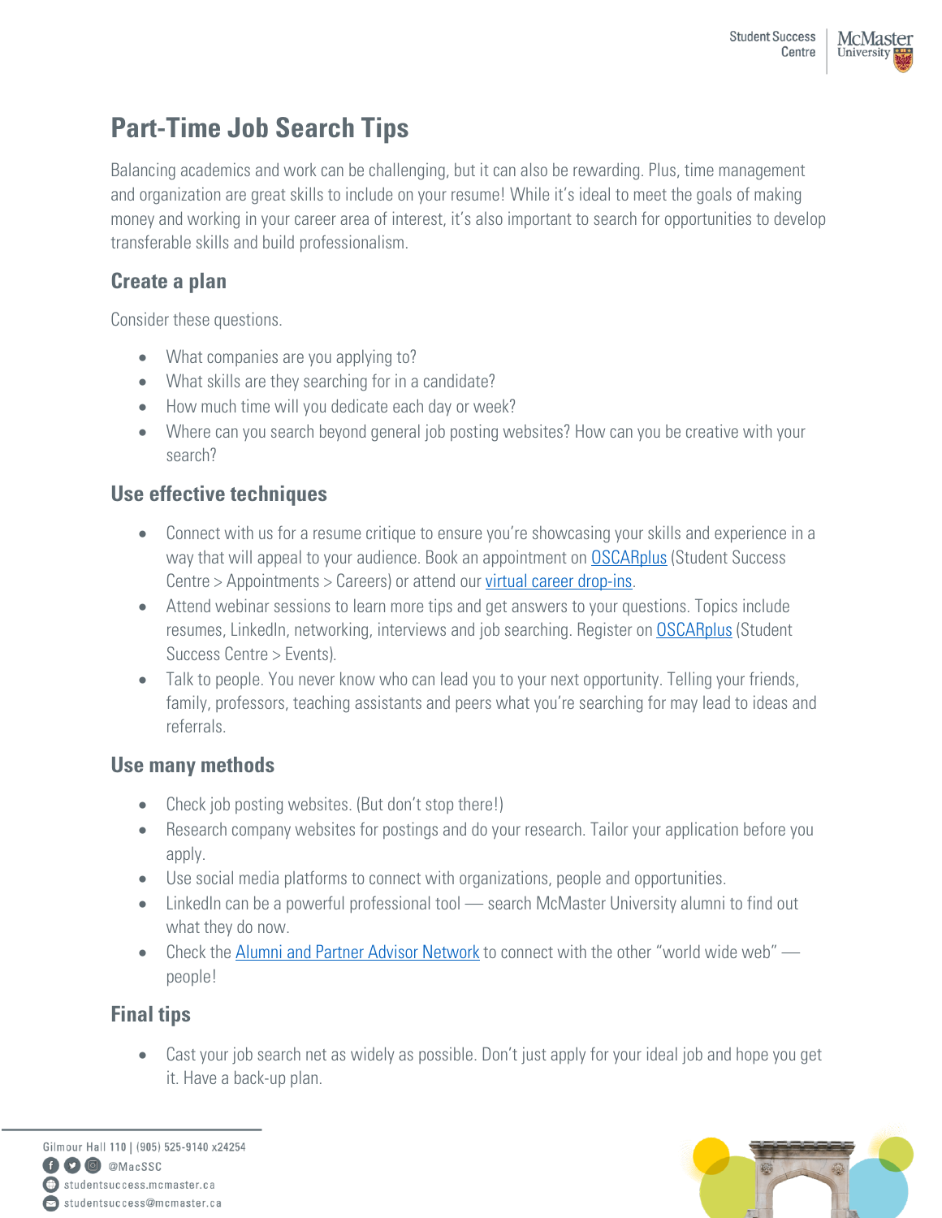# Part-Time Job Search Tips

Balancing academics and work can be challenging, but it can also be rewarding. Plus, time management and organization are great skills to include on your resume! While it's ideal to meet the goals of making money and working in your career area of interest, it's also important to search for opportunities to develop transferable skills and build professionalism.

## Create a plan

Consider these questions.

- What companies are you applying to?
- What skills are they searching for in a candidate?
- How much time will you dedicate each day or week?
- Where can you search beyond general job posting websites? How can you be creative with your search?

## Use effective techniques

- Connect with us for a resume critique to ensure you're showcasing your skills and experience in a way that will appeal to your audience. Book an appointment on OSCARplus (Student Success Centre > Appointments > Careers) or attend our virtual career drop-ins.
- Attend webinar sessions to learn more tips and get answers to your questions. Topics include resumes, LinkedIn, networking, interviews and job searching. Register on OSCARplus (Student Success Centre > Events).
- Talk to people. You never know who can lead you to your next opportunity. Telling your friends, family, professors, teaching assistants and peers what you're searching for may lead to ideas and referrals.

## Use many methods

- Check job posting websites. (But don't stop there!)
- Research company websites for postings and do your research. Tailor your application before you apply.
- Use social media platforms to connect with organizations, people and opportunities.
- LinkedIn can be a powerful professional tool — search McMaster University alumni to find out what they do now.
- Check the Alumni and Partner Advisor Network to connect with the other "world wide web" — people!

## Final tips

- Cast your job search net as widely as possible. Don't just apply for your ideal job and hope you get it. Have a back-up plan.

Gilmour Hall 110 | (905) 525-9140 x24254
@MacSSC
studentsuccess.mcmaster.ca
studentsuccess@mcmaster.ca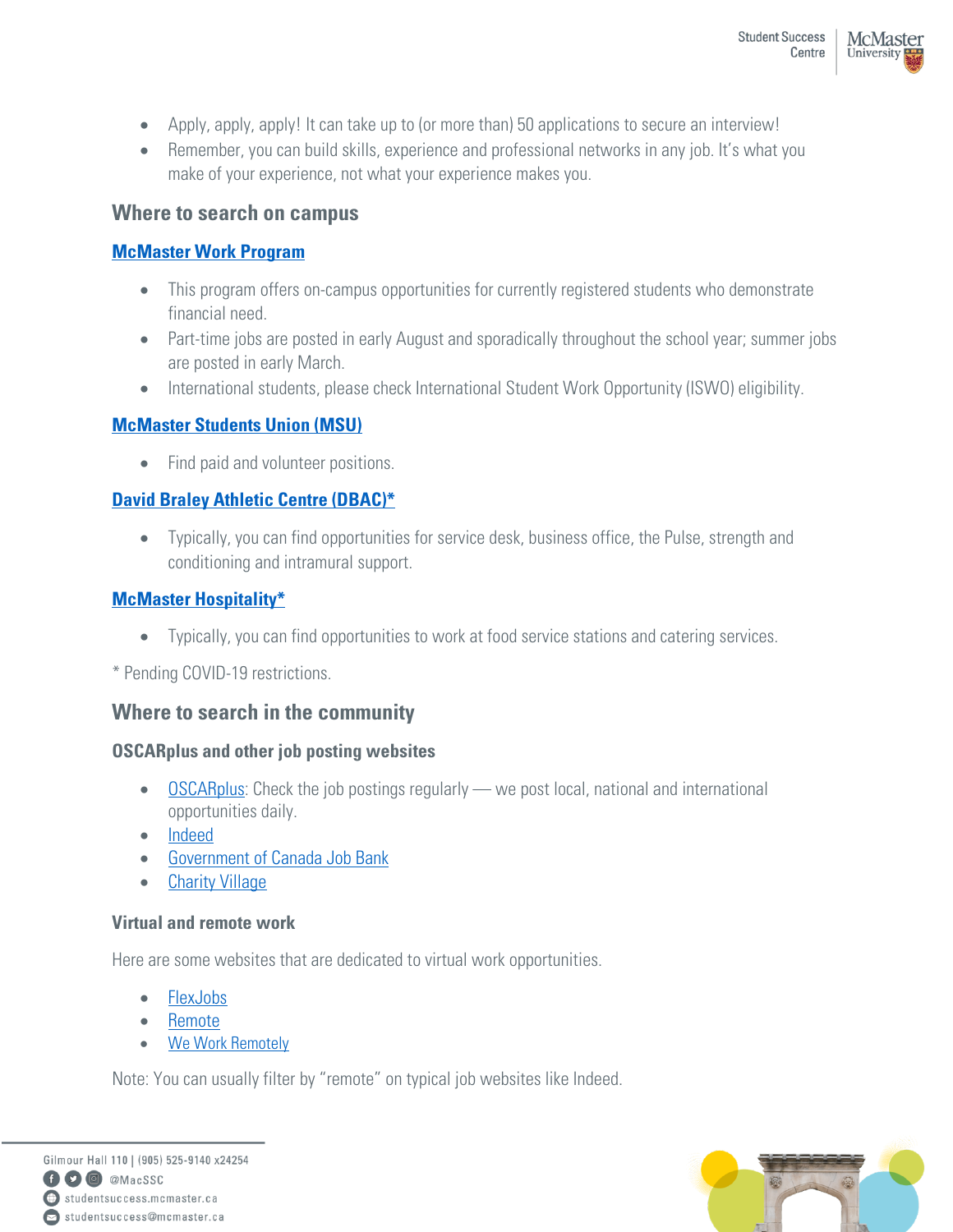- Apply, apply, apply! It can take up to (or more than) 50 applications to secure an interview!
- Remember, you can build skills, experience and professional networks in any job. It's what you make of your experience, not what your experience makes you.

## Where to search on campus

### McMaster Work Program

- This program offers on-campus opportunities for currently registered students who demonstrate financial need.
- Part-time jobs are posted in early August and sporadically throughout the school year; summer jobs are posted in early March.
- International students, please check International Student Work Opportunity (ISWO) eligibility.

### McMaster Students Union (MSU)

- Find paid and volunteer positions.

### David Braley Athletic Centre (DBAC)*

- Typically, you can find opportunities for service desk, business office, the Pulse, strength and conditioning and intramural support.

### McMaster Hospitality*

- Typically, you can find opportunities to work at food service stations and catering services.

* Pending COVID-19 restrictions.

## Where to search in the community

### OSCARplus and other job posting websites

- OSCARplus: Check the job postings regularly — we post local, national and international opportunities daily.
- Indeed
- Government of Canada Job Bank
- Charity Village

### Virtual and remote work

Here are some websites that are dedicated to virtual work opportunities.

- FlexJobs
- Remote
- We Work Remotely

Note: You can usually filter by "remote" on typical job websites like Indeed.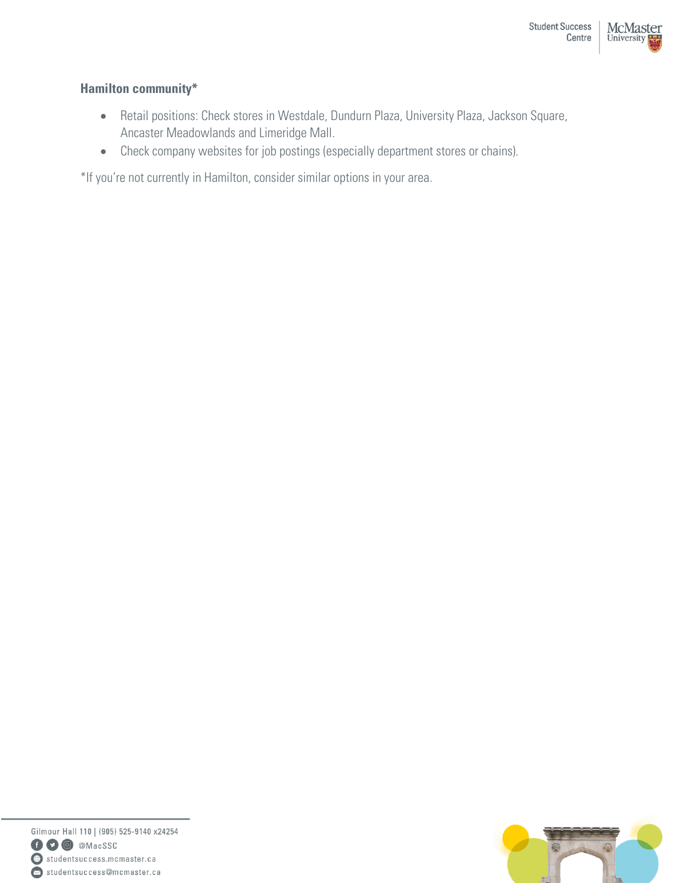**Hamilton community***

- Retail positions: Check stores in Westdale, Dundurn Plaza, University Plaza, Jackson Square, Ancaster Meadowlands and Limeridge Mall.
- Check company websites for job postings (especially department stores or chains).

*If you're not currently in Hamilton, consider similar options in your area.